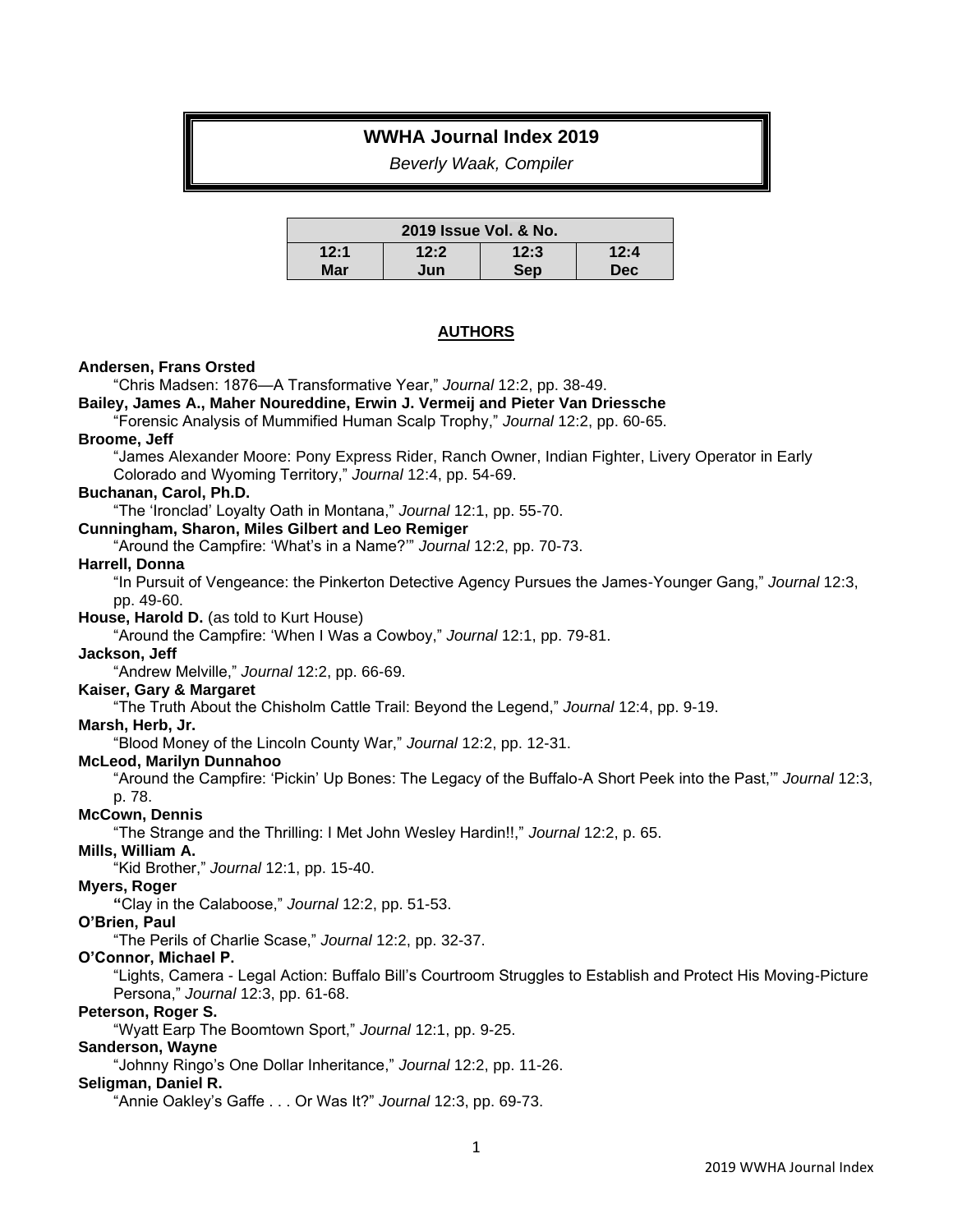# WWHA Journal Index 2019

*Beverly Waak, Compiler*

| 2019 Issue Vol. & No. | | | |
|---|---|---|---|
| 12:1 Mar | 12:2 Jun | 12:3 Sep | 12:4 Dec |

## AUTHORS

**Andersen, Frans Orsted**
"Chris Madsen: 1876—A Transformative Year," *Journal* 12:2, pp. 38-49.

**Bailey, James A., Maher Noureddine, Erwin J. Vermeij and Pieter Van Driessche**
"Forensic Analysis of Mummified Human Scalp Trophy," *Journal* 12:2, pp. 60-65.

**Broome, Jeff**
"James Alexander Moore: Pony Express Rider, Ranch Owner, Indian Fighter, Livery Operator in Early Colorado and Wyoming Territory," *Journal* 12:4, pp. 54-69.

**Buchanan, Carol, Ph.D.**
"The 'Ironclad' Loyalty Oath in Montana," *Journal* 12:1, pp. 55-70.

**Cunningham, Sharon, Miles Gilbert and Leo Remiger**
"Around the Campfire: 'What's in a Name?'" *Journal* 12:2, pp. 70-73.

**Harrell, Donna**
"In Pursuit of Vengeance: the Pinkerton Detective Agency Pursues the James-Younger Gang," *Journal* 12:3, pp. 49-60.

**House, Harold D.** (as told to Kurt House)
"Around the Campfire: 'When I Was a Cowboy," *Journal* 12:1, pp. 79-81.

**Jackson, Jeff**
"Andrew Melville," *Journal* 12:2, pp. 66-69.

**Kaiser, Gary & Margaret**
"The Truth About the Chisholm Cattle Trail: Beyond the Legend," *Journal* 12:4, pp. 9-19.

**Marsh, Herb, Jr.**
"Blood Money of the Lincoln County War," *Journal* 12:2, pp. 12-31.

**McLeod, Marilyn Dunnahoo**
"Around the Campfire: 'Pickin' Up Bones: The Legacy of the Buffalo-A Short Peek into the Past,'" *Journal* 12:3, p. 78.

**McCown, Dennis**
"The Strange and the Thrilling: I Met John Wesley Hardin!!," *Journal* 12:2, p. 65.

**Mills, William A.**
"Kid Brother," *Journal* 12:1, pp. 15-40.

**Myers, Roger**
"Clay in the Calaboose," *Journal* 12:2, pp. 51-53.

**O'Brien, Paul**
"The Perils of Charlie Scase," *Journal* 12:2, pp. 32-37.

**O'Connor, Michael P.**
"Lights, Camera - Legal Action: Buffalo Bill's Courtroom Struggles to Establish and Protect His Moving-Picture Persona," *Journal* 12:3, pp. 61-68.

**Peterson, Roger S.**
"Wyatt Earp The Boomtown Sport," *Journal* 12:1, pp. 9-25.

**Sanderson, Wayne**
"Johnny Ringo's One Dollar Inheritance," *Journal* 12:2, pp. 11-26.

**Seligman, Daniel R.**
"Annie Oakley's Gaffe . . . Or Was It?" *Journal* 12:3, pp. 69-73.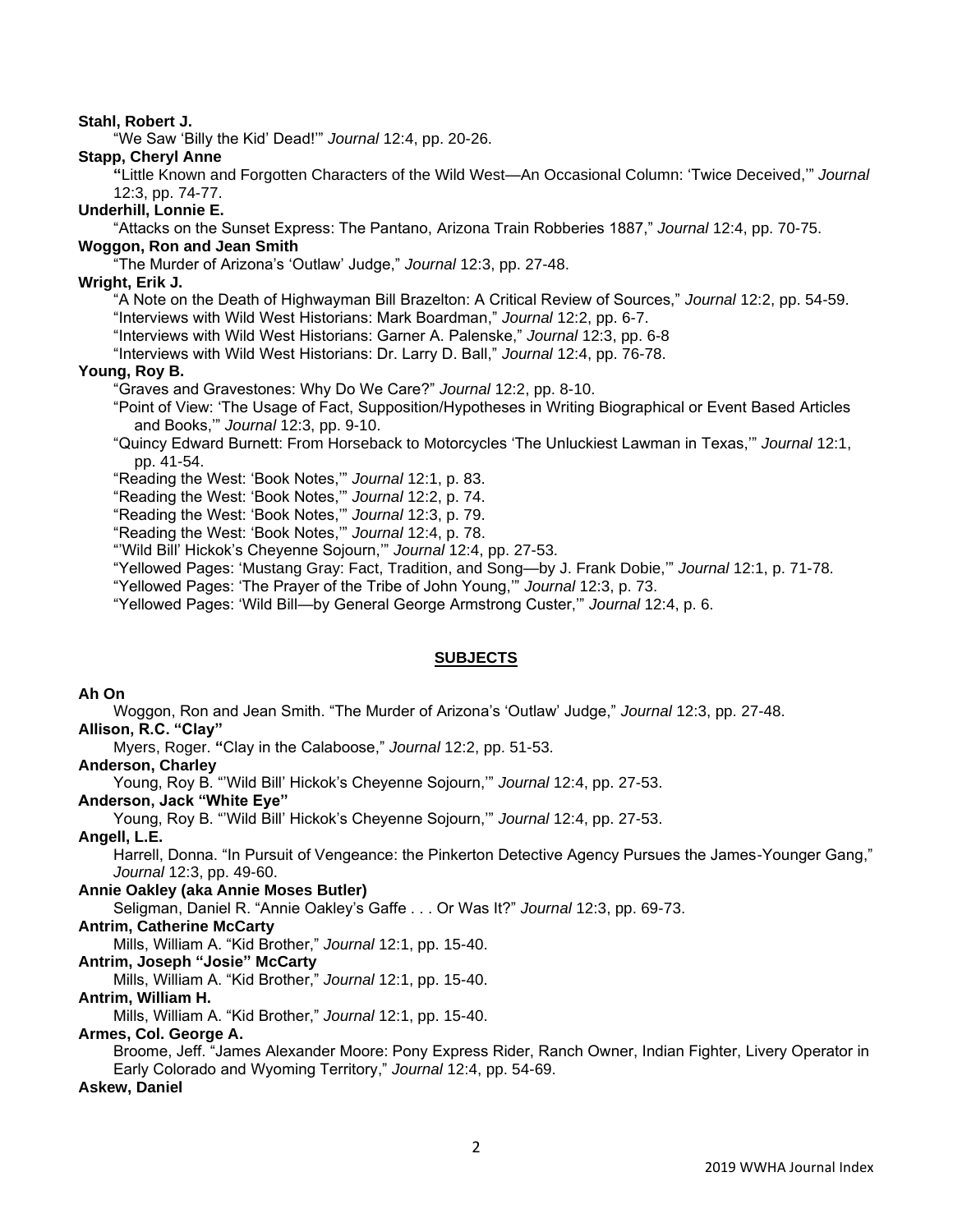**Stahl, Robert J.**

"We Saw 'Billy the Kid' Dead!'" *Journal* 12:4, pp. 20-26.

**Stapp, Cheryl Anne**

"Little Known and Forgotten Characters of the Wild West—An Occasional Column: 'Twice Deceived,'" *Journal* 12:3, pp. 74-77.

**Underhill, Lonnie E.**

"Attacks on the Sunset Express: The Pantano, Arizona Train Robberies 1887," *Journal* 12:4, pp. 70-75.

**Woggon, Ron and Jean Smith**

"The Murder of Arizona's 'Outlaw' Judge," *Journal* 12:3, pp. 27-48.

**Wright, Erik J.**

"A Note on the Death of Highwayman Bill Brazelton: A Critical Review of Sources," *Journal* 12:2, pp. 54-59.

"Interviews with Wild West Historians: Mark Boardman," *Journal* 12:2, pp. 6-7.

"Interviews with Wild West Historians: Garner A. Palenske," *Journal* 12:3, pp. 6-8

"Interviews with Wild West Historians: Dr. Larry D. Ball," *Journal* 12:4, pp. 76-78.

**Young, Roy B.**

"Graves and Gravestones: Why Do We Care?" *Journal* 12:2, pp. 8-10.

"Point of View: 'The Usage of Fact, Supposition/Hypotheses in Writing Biographical or Event Based Articles and Books,'" *Journal* 12:3, pp. 9-10.

"Quincy Edward Burnett: From Horseback to Motorcycles 'The Unluckiest Lawman in Texas,'" *Journal* 12:1, pp. 41-54.

"Reading the West: 'Book Notes,'" *Journal* 12:1, p. 83.

"Reading the West: 'Book Notes,'" *Journal* 12:2, p. 74.

"Reading the West: 'Book Notes,'" *Journal* 12:3, p. 79.

"Reading the West: 'Book Notes,'" *Journal* 12:4, p. 78.

"'Wild Bill' Hickok's Cheyenne Sojourn,'" *Journal* 12:4, pp. 27-53.

"Yellowed Pages: 'Mustang Gray: Fact, Tradition, and Song—by J. Frank Dobie,'" *Journal* 12:1, p. 71-78.

"Yellowed Pages: 'The Prayer of the Tribe of John Young,'" *Journal* 12:3, p. 73.

"Yellowed Pages: 'Wild Bill—by General George Armstrong Custer,'" *Journal* 12:4, p. 6.

## SUBJECTS

**Ah On**

Woggon, Ron and Jean Smith. "The Murder of Arizona's 'Outlaw' Judge," *Journal* 12:3, pp. 27-48.

**Allison, R.C. "Clay"**

Myers, Roger. "Clay in the Calaboose," *Journal* 12:2, pp. 51-53.

**Anderson, Charley**

Young, Roy B. "'Wild Bill' Hickok's Cheyenne Sojourn,'" *Journal* 12:4, pp. 27-53.

**Anderson, Jack "White Eye"**

Young, Roy B. "'Wild Bill' Hickok's Cheyenne Sojourn,'" *Journal* 12:4, pp. 27-53.

**Angell, L.E.**

Harrell, Donna. "In Pursuit of Vengeance: the Pinkerton Detective Agency Pursues the James-Younger Gang," *Journal* 12:3, pp. 49-60.

**Annie Oakley (aka Annie Moses Butler)**

Seligman, Daniel R. "Annie Oakley's Gaffe . . . Or Was It?" *Journal* 12:3, pp. 69-73.

**Antrim, Catherine McCarty**

Mills, William A. "Kid Brother," *Journal* 12:1, pp. 15-40.

**Antrim, Joseph "Josie" McCarty**

Mills, William A. "Kid Brother," *Journal* 12:1, pp. 15-40.

**Antrim, William H.**

Mills, William A. "Kid Brother," *Journal* 12:1, pp. 15-40.

**Armes, Col. George A.**

Broome, Jeff. "James Alexander Moore: Pony Express Rider, Ranch Owner, Indian Fighter, Livery Operator in Early Colorado and Wyoming Territory," *Journal* 12:4, pp. 54-69.

**Askew, Daniel**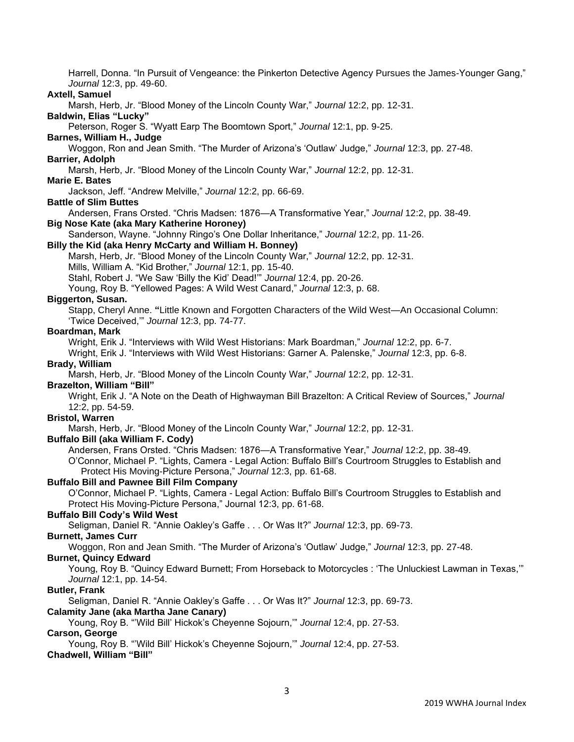Harrell, Donna. "In Pursuit of Vengeance: the Pinkerton Detective Agency Pursues the James-Younger Gang," *Journal* 12:3, pp. 49-60.

**Axtell, Samuel**

Marsh, Herb, Jr. "Blood Money of the Lincoln County War," *Journal* 12:2, pp. 12-31.

**Baldwin, Elias "Lucky"**

Peterson, Roger S. "Wyatt Earp The Boomtown Sport," *Journal* 12:1, pp. 9-25.

**Barnes, William H., Judge**

Woggon, Ron and Jean Smith. "The Murder of Arizona's 'Outlaw' Judge," *Journal* 12:3, pp. 27-48.

**Barrier, Adolph**

Marsh, Herb, Jr. "Blood Money of the Lincoln County War," *Journal* 12:2, pp. 12-31.

**Marie E. Bates**

Jackson, Jeff. "Andrew Melville," *Journal* 12:2, pp. 66-69.

**Battle of Slim Buttes**

Andersen, Frans Orsted. "Chris Madsen: 1876—A Transformative Year," *Journal* 12:2, pp. 38-49.

**Big Nose Kate (aka Mary Katherine Horoney)**

Sanderson, Wayne. "Johnny Ringo's One Dollar Inheritance," *Journal* 12:2, pp. 11-26.

**Billy the Kid (aka Henry McCarty and William H. Bonney)**

Marsh, Herb, Jr. "Blood Money of the Lincoln County War," *Journal* 12:2, pp. 12-31.
Mills, William A. "Kid Brother," *Journal* 12:1, pp. 15-40.
Stahl, Robert J. "We Saw 'Billy the Kid' Dead!'" *Journal* 12:4, pp. 20-26.
Young, Roy B. "Yellowed Pages: A Wild West Canard," *Journal* 12:3, p. 68.

**Biggerton, Susan.**

Stapp, Cheryl Anne. **"**Little Known and Forgotten Characters of the Wild West—An Occasional Column: 'Twice Deceived,'" *Journal* 12:3, pp. 74-77.

**Boardman, Mark**

Wright, Erik J. "Interviews with Wild West Historians: Mark Boardman," *Journal* 12:2, pp. 6-7.
Wright, Erik J. "Interviews with Wild West Historians: Garner A. Palenske," *Journal* 12:3, pp. 6-8.

**Brady, William**

Marsh, Herb, Jr. "Blood Money of the Lincoln County War," *Journal* 12:2, pp. 12-31.

**Brazelton, William "Bill"**

Wright, Erik J. "A Note on the Death of Highwayman Bill Brazelton: A Critical Review of Sources," *Journal* 12:2, pp. 54-59.

**Bristol, Warren**

Marsh, Herb, Jr. "Blood Money of the Lincoln County War," *Journal* 12:2, pp. 12-31.

**Buffalo Bill (aka William F. Cody)**

Andersen, Frans Orsted. "Chris Madsen: 1876—A Transformative Year," *Journal* 12:2, pp. 38-49.
O'Connor, Michael P. "Lights, Camera - Legal Action: Buffalo Bill's Courtroom Struggles to Establish and Protect His Moving-Picture Persona," *Journal* 12:3, pp. 61-68.

**Buffalo Bill and Pawnee Bill Film Company**

O'Connor, Michael P. "Lights, Camera - Legal Action: Buffalo Bill's Courtroom Struggles to Establish and Protect His Moving-Picture Persona," Journal 12:3, pp. 61-68.

**Buffalo Bill Cody's Wild West**

Seligman, Daniel R. "Annie Oakley's Gaffe . . . Or Was It?" *Journal* 12:3, pp. 69-73.

**Burnett, James Curr**

Woggon, Ron and Jean Smith. "The Murder of Arizona's 'Outlaw' Judge," *Journal* 12:3, pp. 27-48.

**Burnet, Quincy Edward**

Young, Roy B. "Quincy Edward Burnett; From Horseback to Motorcycles : 'The Unluckiest Lawman in Texas,'" *Journal* 12:1, pp. 14-54.

**Butler, Frank**

Seligman, Daniel R. "Annie Oakley's Gaffe . . . Or Was It?" *Journal* 12:3, pp. 69-73.

**Calamity Jane (aka Martha Jane Canary)**

Young, Roy B. "'Wild Bill' Hickok's Cheyenne Sojourn,'" *Journal* 12:4, pp. 27-53.

**Carson, George**

Young, Roy B. "'Wild Bill' Hickok's Cheyenne Sojourn,'" *Journal* 12:4, pp. 27-53.

**Chadwell, William "Bill"**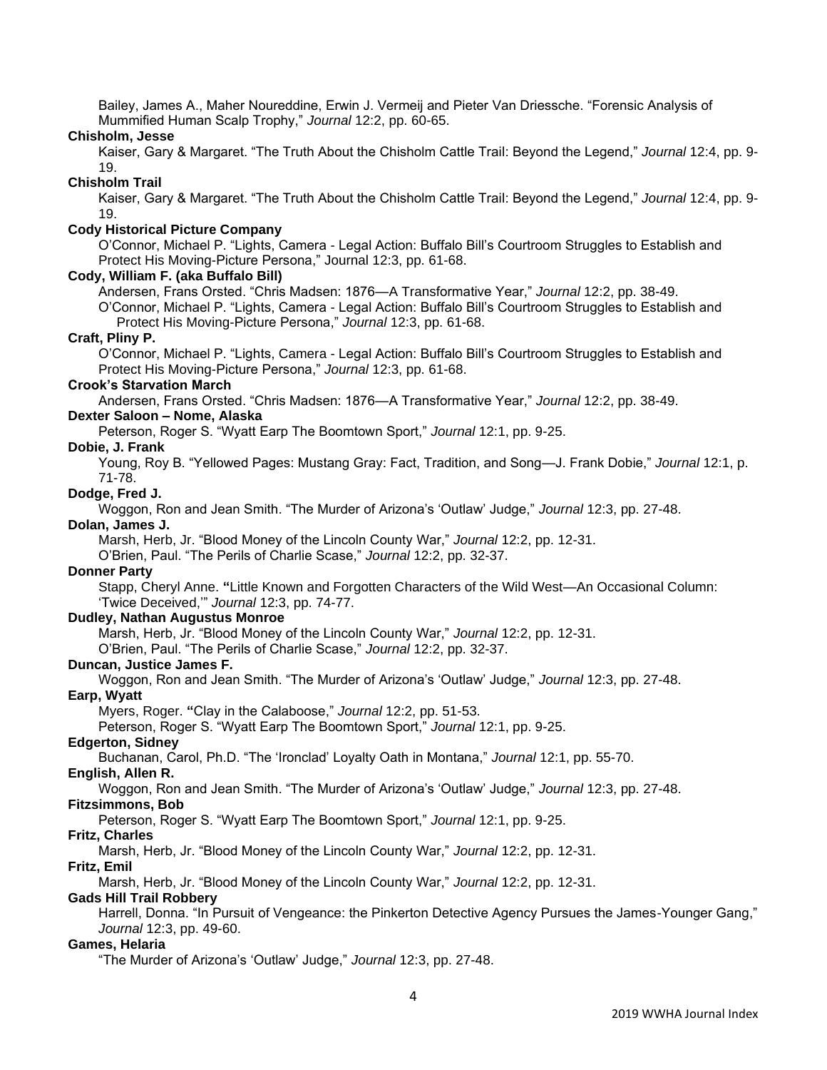Bailey, James A., Maher Noureddine, Erwin J. Vermeij and Pieter Van Driessche. "Forensic Analysis of Mummified Human Scalp Trophy," *Journal* 12:2, pp. 60-65.

**Chisholm, Jesse**

Kaiser, Gary & Margaret. "The Truth About the Chisholm Cattle Trail: Beyond the Legend," *Journal* 12:4, pp. 9-19.

**Chisholm Trail**

Kaiser, Gary & Margaret. "The Truth About the Chisholm Cattle Trail: Beyond the Legend," *Journal* 12:4, pp. 9-19.

**Cody Historical Picture Company**

O'Connor, Michael P. "Lights, Camera - Legal Action: Buffalo Bill's Courtroom Struggles to Establish and Protect His Moving-Picture Persona," Journal 12:3, pp. 61-68.

**Cody, William F. (aka Buffalo Bill)**

Andersen, Frans Orsted. "Chris Madsen: 1876—A Transformative Year," *Journal* 12:2, pp. 38-49.

O'Connor, Michael P. "Lights, Camera - Legal Action: Buffalo Bill's Courtroom Struggles to Establish and Protect His Moving-Picture Persona," *Journal* 12:3, pp. 61-68.

**Craft, Pliny P.**

O'Connor, Michael P. "Lights, Camera - Legal Action: Buffalo Bill's Courtroom Struggles to Establish and Protect His Moving-Picture Persona," *Journal* 12:3, pp. 61-68.

**Crook's Starvation March**

Andersen, Frans Orsted. "Chris Madsen: 1876—A Transformative Year," *Journal* 12:2, pp. 38-49.

**Dexter Saloon – Nome, Alaska**

Peterson, Roger S. "Wyatt Earp The Boomtown Sport," *Journal* 12:1, pp. 9-25.

**Dobie, J. Frank**

Young, Roy B. "Yellowed Pages: Mustang Gray: Fact, Tradition, and Song—J. Frank Dobie," *Journal* 12:1, p. 71-78.

**Dodge, Fred J.**

Woggon, Ron and Jean Smith. "The Murder of Arizona's 'Outlaw' Judge," *Journal* 12:3, pp. 27-48.

**Dolan, James J.**

Marsh, Herb, Jr. "Blood Money of the Lincoln County War," *Journal* 12:2, pp. 12-31.

O'Brien, Paul. "The Perils of Charlie Scase," *Journal* 12:2, pp. 32-37.

**Donner Party**

Stapp, Cheryl Anne. "Little Known and Forgotten Characters of the Wild West—An Occasional Column: 'Twice Deceived,'" *Journal* 12:3, pp. 74-77.

**Dudley, Nathan Augustus Monroe**

Marsh, Herb, Jr. "Blood Money of the Lincoln County War," *Journal* 12:2, pp. 12-31.

O'Brien, Paul. "The Perils of Charlie Scase," *Journal* 12:2, pp. 32-37.

**Duncan, Justice James F.**

Woggon, Ron and Jean Smith. "The Murder of Arizona's 'Outlaw' Judge," *Journal* 12:3, pp. 27-48.

**Earp, Wyatt**

Myers, Roger. "Clay in the Calaboose," *Journal* 12:2, pp. 51-53.

Peterson, Roger S. "Wyatt Earp The Boomtown Sport," *Journal* 12:1, pp. 9-25.

**Edgerton, Sidney**

Buchanan, Carol, Ph.D. "The 'Ironclad' Loyalty Oath in Montana," *Journal* 12:1, pp. 55-70.

**English, Allen R.**

Woggon, Ron and Jean Smith. "The Murder of Arizona's 'Outlaw' Judge," *Journal* 12:3, pp. 27-48.

**Fitzsimmons, Bob**

Peterson, Roger S. "Wyatt Earp The Boomtown Sport," *Journal* 12:1, pp. 9-25.

**Fritz, Charles**

Marsh, Herb, Jr. "Blood Money of the Lincoln County War," *Journal* 12:2, pp. 12-31.

**Fritz, Emil**

Marsh, Herb, Jr. "Blood Money of the Lincoln County War," *Journal* 12:2, pp. 12-31.

**Gads Hill Trail Robbery**

Harrell, Donna. "In Pursuit of Vengeance: the Pinkerton Detective Agency Pursues the James-Younger Gang," *Journal* 12:3, pp. 49-60.

**Games, Helaria**

"The Murder of Arizona's 'Outlaw' Judge," *Journal* 12:3, pp. 27-48.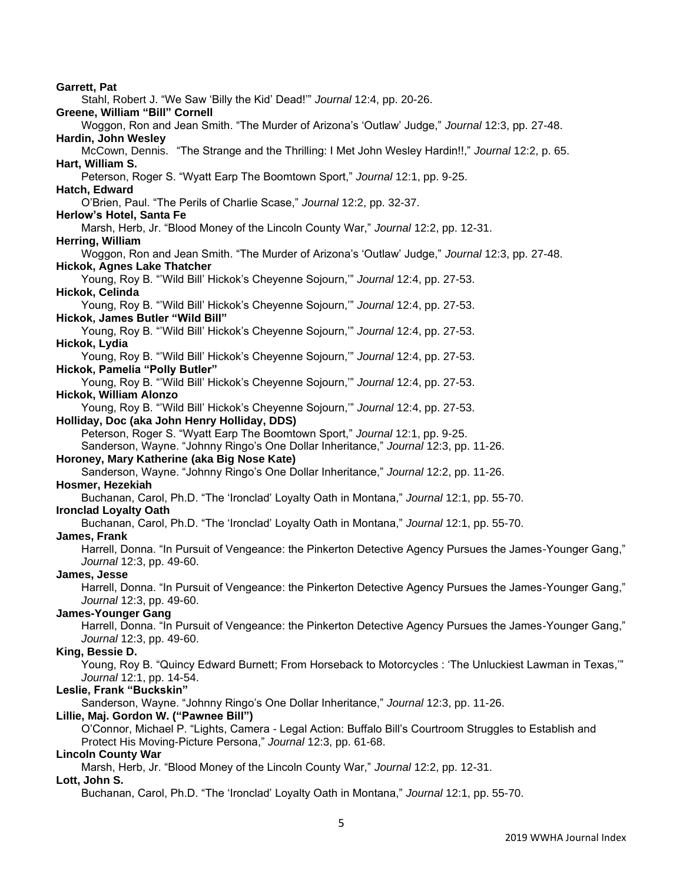**Garrett, Pat**
Stahl, Robert J. "We Saw 'Billy the Kid' Dead!'" *Journal* 12:4, pp. 20-26.

**Greene, William "Bill" Cornell**
Woggon, Ron and Jean Smith. "The Murder of Arizona's 'Outlaw' Judge," *Journal* 12:3, pp. 27-48.

**Hardin, John Wesley**
McCown, Dennis. "The Strange and the Thrilling: I Met John Wesley Hardin!!," *Journal* 12:2, p. 65.

**Hart, William S.**
Peterson, Roger S. "Wyatt Earp The Boomtown Sport," *Journal* 12:1, pp. 9-25.

**Hatch, Edward**
O'Brien, Paul. "The Perils of Charlie Scase," *Journal* 12:2, pp. 32-37.

**Herlow's Hotel, Santa Fe**
Marsh, Herb, Jr. "Blood Money of the Lincoln County War," *Journal* 12:2, pp. 12-31.

**Herring, William**
Woggon, Ron and Jean Smith. "The Murder of Arizona's 'Outlaw' Judge," *Journal* 12:3, pp. 27-48.

**Hickok, Agnes Lake Thatcher**
Young, Roy B. "'Wild Bill' Hickok's Cheyenne Sojourn,'" *Journal* 12:4, pp. 27-53.

**Hickok, Celinda**
Young, Roy B. "'Wild Bill' Hickok's Cheyenne Sojourn,'" *Journal* 12:4, pp. 27-53.

**Hickok, James Butler "Wild Bill"**
Young, Roy B. "'Wild Bill' Hickok's Cheyenne Sojourn,'" *Journal* 12:4, pp. 27-53.

**Hickok, Lydia**
Young, Roy B. "'Wild Bill' Hickok's Cheyenne Sojourn,'" *Journal* 12:4, pp. 27-53.

**Hickok, Pamelia "Polly Butler"**
Young, Roy B. "'Wild Bill' Hickok's Cheyenne Sojourn,'" *Journal* 12:4, pp. 27-53.

**Hickok, William Alonzo**
Young, Roy B. "'Wild Bill' Hickok's Cheyenne Sojourn,'" *Journal* 12:4, pp. 27-53.

**Holliday, Doc (aka John Henry Holliday, DDS)**
Peterson, Roger S. "Wyatt Earp The Boomtown Sport," *Journal* 12:1, pp. 9-25.
Sanderson, Wayne. "Johnny Ringo's One Dollar Inheritance," *Journal* 12:3, pp. 11-26.

**Horoney, Mary Katherine (aka Big Nose Kate)**
Sanderson, Wayne. "Johnny Ringo's One Dollar Inheritance," *Journal* 12:2, pp. 11-26.

**Hosmer, Hezekiah**
Buchanan, Carol, Ph.D. "The 'Ironclad' Loyalty Oath in Montana," *Journal* 12:1, pp. 55-70.

**Ironclad Loyalty Oath**
Buchanan, Carol, Ph.D. "The 'Ironclad' Loyalty Oath in Montana," *Journal* 12:1, pp. 55-70.

**James, Frank**
Harrell, Donna. "In Pursuit of Vengeance: the Pinkerton Detective Agency Pursues the James-Younger Gang," *Journal* 12:3, pp. 49-60.

**James, Jesse**
Harrell, Donna. "In Pursuit of Vengeance: the Pinkerton Detective Agency Pursues the James-Younger Gang," *Journal* 12:3, pp. 49-60.

**James-Younger Gang**
Harrell, Donna. "In Pursuit of Vengeance: the Pinkerton Detective Agency Pursues the James-Younger Gang," *Journal* 12:3, pp. 49-60.

**King, Bessie D.**
Young, Roy B. "Quincy Edward Burnett; From Horseback to Motorcycles : 'The Unluckiest Lawman in Texas,'" *Journal* 12:1, pp. 14-54.

**Leslie, Frank "Buckskin"**
Sanderson, Wayne. "Johnny Ringo's One Dollar Inheritance," *Journal* 12:3, pp. 11-26.

**Lillie, Maj. Gordon W. ("Pawnee Bill")**
O'Connor, Michael P. "Lights, Camera - Legal Action: Buffalo Bill's Courtroom Struggles to Establish and Protect His Moving-Picture Persona," *Journal* 12:3, pp. 61-68.

**Lincoln County War**
Marsh, Herb, Jr. "Blood Money of the Lincoln County War," *Journal* 12:2, pp. 12-31.

**Lott, John S.**
Buchanan, Carol, Ph.D. "The 'Ironclad' Loyalty Oath in Montana," *Journal* 12:1, pp. 55-70.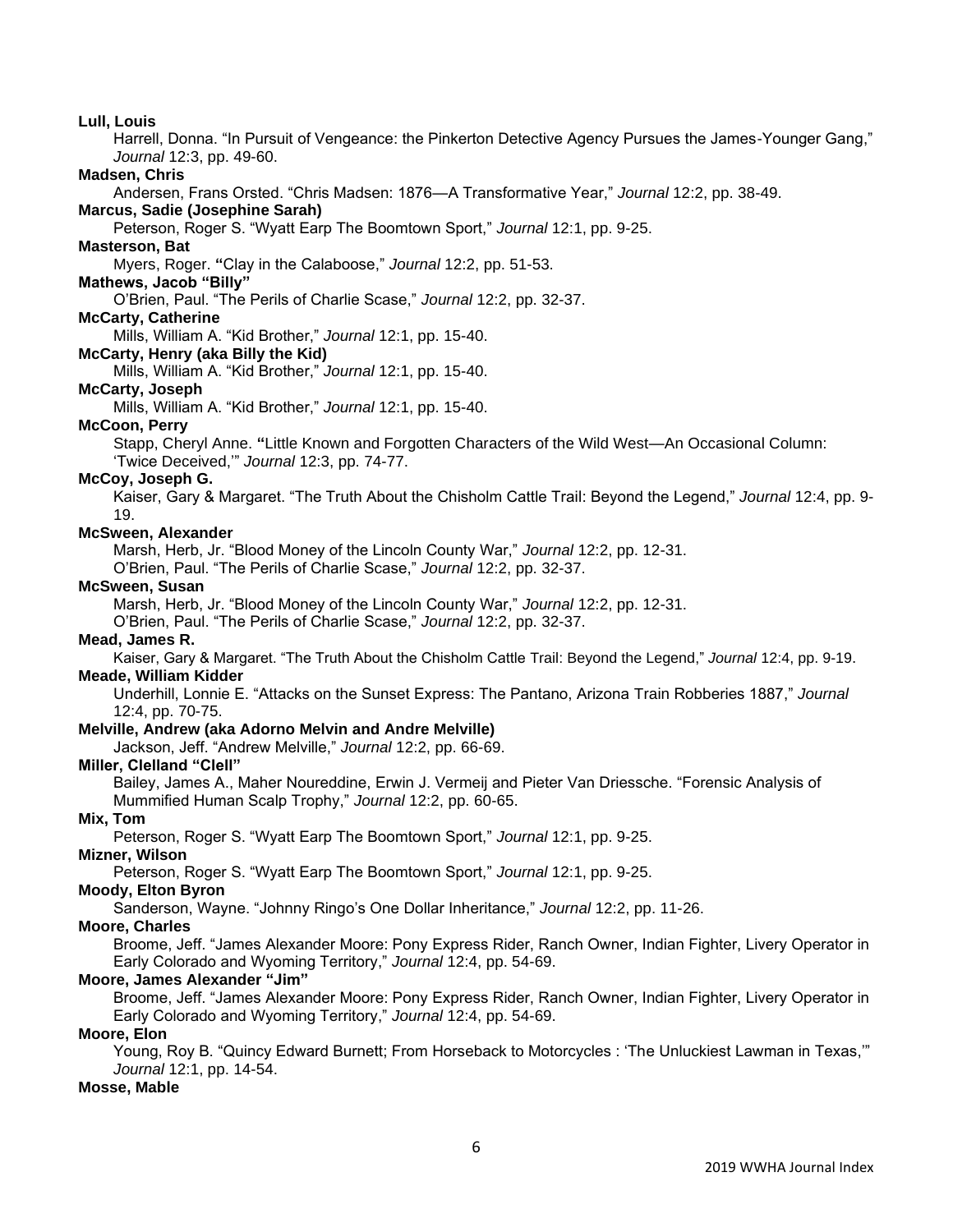**Lull, Louis**

Harrell, Donna. "In Pursuit of Vengeance: the Pinkerton Detective Agency Pursues the James-Younger Gang," *Journal* 12:3, pp. 49-60.

**Madsen, Chris**

Andersen, Frans Orsted. "Chris Madsen: 1876—A Transformative Year," *Journal* 12:2, pp. 38-49.

**Marcus, Sadie (Josephine Sarah)**

Peterson, Roger S. "Wyatt Earp The Boomtown Sport," *Journal* 12:1, pp. 9-25.

**Masterson, Bat**

Myers, Roger. "Clay in the Calaboose," *Journal* 12:2, pp. 51-53.

**Mathews, Jacob "Billy"**

O'Brien, Paul. "The Perils of Charlie Scase," *Journal* 12:2, pp. 32-37.

**McCarty, Catherine**

Mills, William A. "Kid Brother," *Journal* 12:1, pp. 15-40.

**McCarty, Henry (aka Billy the Kid)**

Mills, William A. "Kid Brother," *Journal* 12:1, pp. 15-40.

**McCarty, Joseph**

Mills, William A. "Kid Brother," *Journal* 12:1, pp. 15-40.

**McCoon, Perry**

Stapp, Cheryl Anne. "Little Known and Forgotten Characters of the Wild West—An Occasional Column: 'Twice Deceived,'" *Journal* 12:3, pp. 74-77.

**McCoy, Joseph G.**

Kaiser, Gary & Margaret. "The Truth About the Chisholm Cattle Trail: Beyond the Legend," *Journal* 12:4, pp. 9-19.

**McSween, Alexander**

Marsh, Herb, Jr. "Blood Money of the Lincoln County War," *Journal* 12:2, pp. 12-31.

O'Brien, Paul. "The Perils of Charlie Scase," *Journal* 12:2, pp. 32-37.

**McSween, Susan**

Marsh, Herb, Jr. "Blood Money of the Lincoln County War," *Journal* 12:2, pp. 12-31.

O'Brien, Paul. "The Perils of Charlie Scase," *Journal* 12:2, pp. 32-37.

**Mead, James R.**

Kaiser, Gary & Margaret. "The Truth About the Chisholm Cattle Trail: Beyond the Legend," *Journal* 12:4, pp. 9-19.

**Meade, William Kidder**

Underhill, Lonnie E. "Attacks on the Sunset Express: The Pantano, Arizona Train Robberies 1887," *Journal* 12:4, pp. 70-75.

**Melville, Andrew (aka Adorno Melvin and Andre Melville)**

Jackson, Jeff. "Andrew Melville," *Journal* 12:2, pp. 66-69.

**Miller, Clelland "Clell"**

Bailey, James A., Maher Noureddine, Erwin J. Vermeij and Pieter Van Driessche. "Forensic Analysis of Mummified Human Scalp Trophy," *Journal* 12:2, pp. 60-65.

**Mix, Tom**

Peterson, Roger S. "Wyatt Earp The Boomtown Sport," *Journal* 12:1, pp. 9-25.

**Mizner, Wilson**

Peterson, Roger S. "Wyatt Earp The Boomtown Sport," *Journal* 12:1, pp. 9-25.

**Moody, Elton Byron**

Sanderson, Wayne. "Johnny Ringo's One Dollar Inheritance," *Journal* 12:2, pp. 11-26.

**Moore, Charles**

Broome, Jeff. "James Alexander Moore: Pony Express Rider, Ranch Owner, Indian Fighter, Livery Operator in Early Colorado and Wyoming Territory," *Journal* 12:4, pp. 54-69.

**Moore, James Alexander "Jim"**

Broome, Jeff. "James Alexander Moore: Pony Express Rider, Ranch Owner, Indian Fighter, Livery Operator in Early Colorado and Wyoming Territory," *Journal* 12:4, pp. 54-69.

**Moore, Elon**

Young, Roy B. "Quincy Edward Burnett; From Horseback to Motorcycles : 'The Unluckiest Lawman in Texas,'" *Journal* 12:1, pp. 14-54.

**Mosse, Mable**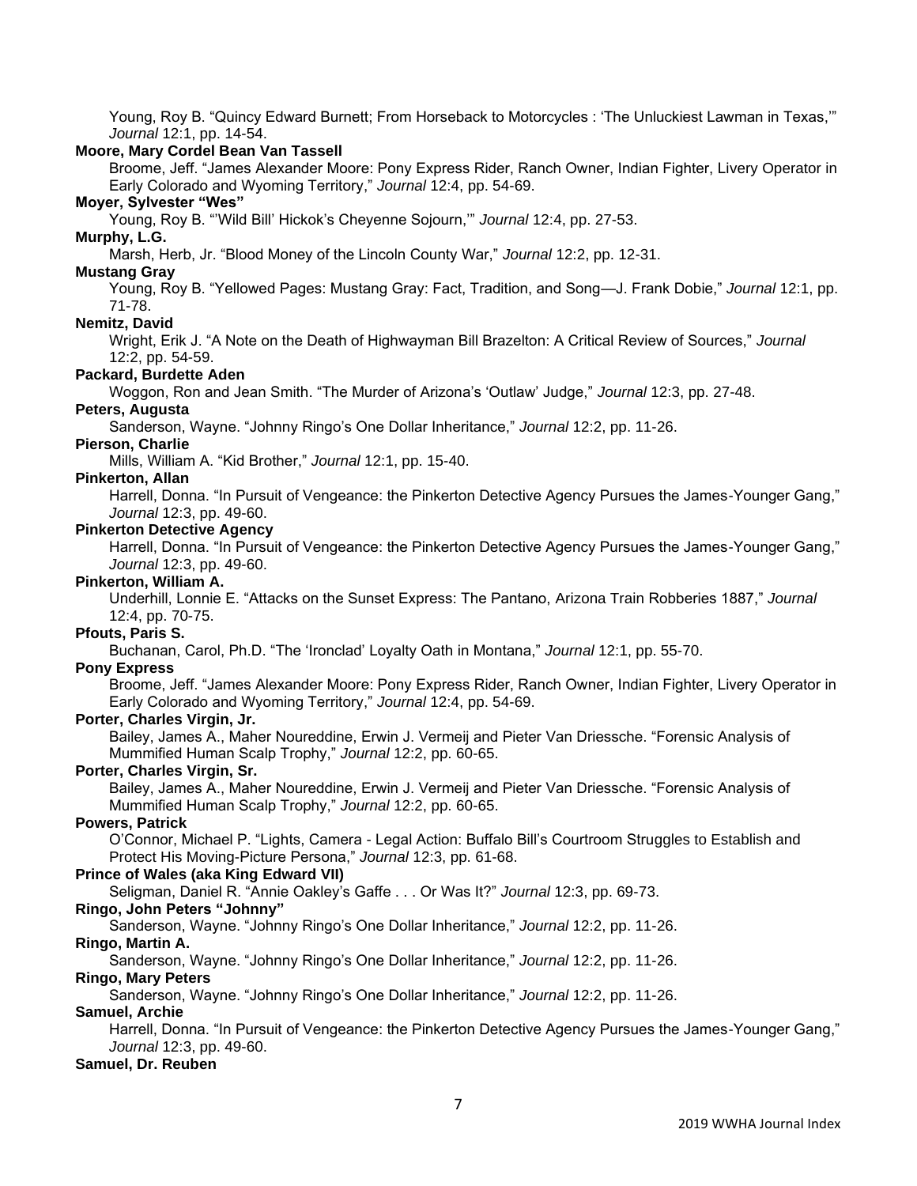Young, Roy B. "Quincy Edward Burnett; From Horseback to Motorcycles : 'The Unluckiest Lawman in Texas,'" *Journal* 12:1, pp. 14-54.

**Moore, Mary Cordel Bean Van Tassell**

Broome, Jeff. "James Alexander Moore: Pony Express Rider, Ranch Owner, Indian Fighter, Livery Operator in Early Colorado and Wyoming Territory," *Journal* 12:4, pp. 54-69.

**Moyer, Sylvester "Wes"**

Young, Roy B. "'Wild Bill' Hickok's Cheyenne Sojourn,'" *Journal* 12:4, pp. 27-53.

**Murphy, L.G.**

Marsh, Herb, Jr. "Blood Money of the Lincoln County War," *Journal* 12:2, pp. 12-31.

**Mustang Gray**

Young, Roy B. "Yellowed Pages: Mustang Gray: Fact, Tradition, and Song—J. Frank Dobie," *Journal* 12:1, pp. 71-78.

**Nemitz, David**

Wright, Erik J. "A Note on the Death of Highwayman Bill Brazelton: A Critical Review of Sources," *Journal* 12:2, pp. 54-59.

**Packard, Burdette Aden**

Woggon, Ron and Jean Smith. "The Murder of Arizona's 'Outlaw' Judge," *Journal* 12:3, pp. 27-48.

**Peters, Augusta**

Sanderson, Wayne. "Johnny Ringo's One Dollar Inheritance," *Journal* 12:2, pp. 11-26.

**Pierson, Charlie**

Mills, William A. "Kid Brother," *Journal* 12:1, pp. 15-40.

**Pinkerton, Allan**

Harrell, Donna. "In Pursuit of Vengeance: the Pinkerton Detective Agency Pursues the James-Younger Gang," *Journal* 12:3, pp. 49-60.

**Pinkerton Detective Agency**

Harrell, Donna. "In Pursuit of Vengeance: the Pinkerton Detective Agency Pursues the James-Younger Gang," *Journal* 12:3, pp. 49-60.

**Pinkerton, William A.**

Underhill, Lonnie E. "Attacks on the Sunset Express: The Pantano, Arizona Train Robberies 1887," *Journal* 12:4, pp. 70-75.

**Pfouts, Paris S.**

Buchanan, Carol, Ph.D. "The 'Ironclad' Loyalty Oath in Montana," *Journal* 12:1, pp. 55-70.

**Pony Express**

Broome, Jeff. "James Alexander Moore: Pony Express Rider, Ranch Owner, Indian Fighter, Livery Operator in Early Colorado and Wyoming Territory," *Journal* 12:4, pp. 54-69.

**Porter, Charles Virgin, Jr.**

Bailey, James A., Maher Noureddine, Erwin J. Vermeij and Pieter Van Driessche. "Forensic Analysis of Mummified Human Scalp Trophy," *Journal* 12:2, pp. 60-65.

**Porter, Charles Virgin, Sr.**

Bailey, James A., Maher Noureddine, Erwin J. Vermeij and Pieter Van Driessche. "Forensic Analysis of Mummified Human Scalp Trophy," *Journal* 12:2, pp. 60-65.

**Powers, Patrick**

O'Connor, Michael P. "Lights, Camera - Legal Action: Buffalo Bill's Courtroom Struggles to Establish and Protect His Moving-Picture Persona," *Journal* 12:3, pp. 61-68.

**Prince of Wales (aka King Edward VII)**

Seligman, Daniel R. "Annie Oakley's Gaffe . . . Or Was It?" *Journal* 12:3, pp. 69-73.

**Ringo, John Peters "Johnny"**

Sanderson, Wayne. "Johnny Ringo's One Dollar Inheritance," *Journal* 12:2, pp. 11-26.

**Ringo, Martin A.**

Sanderson, Wayne. "Johnny Ringo's One Dollar Inheritance," *Journal* 12:2, pp. 11-26.

**Ringo, Mary Peters**

Sanderson, Wayne. "Johnny Ringo's One Dollar Inheritance," *Journal* 12:2, pp. 11-26.

**Samuel, Archie**

Harrell, Donna. "In Pursuit of Vengeance: the Pinkerton Detective Agency Pursues the James-Younger Gang," *Journal* 12:3, pp. 49-60.

**Samuel, Dr. Reuben**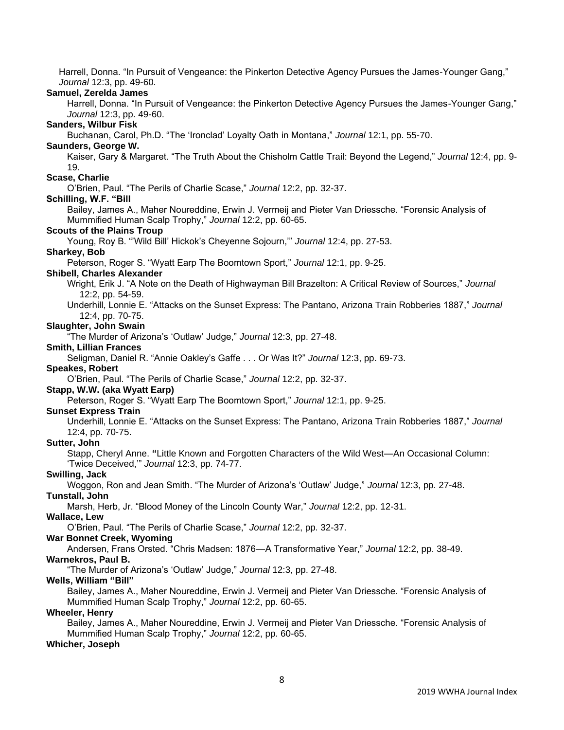Harrell, Donna. "In Pursuit of Vengeance: the Pinkerton Detective Agency Pursues the James-Younger Gang," *Journal* 12:3, pp. 49-60.

**Samuel, Zerelda James**

Harrell, Donna. "In Pursuit of Vengeance: the Pinkerton Detective Agency Pursues the James-Younger Gang," *Journal* 12:3, pp. 49-60.

**Sanders, Wilbur Fisk**

Buchanan, Carol, Ph.D. "The 'Ironclad' Loyalty Oath in Montana," *Journal* 12:1, pp. 55-70.

**Saunders, George W.**

Kaiser, Gary & Margaret. "The Truth About the Chisholm Cattle Trail: Beyond the Legend," *Journal* 12:4, pp. 9-19.

**Scase, Charlie**

O'Brien, Paul. "The Perils of Charlie Scase," *Journal* 12:2, pp. 32-37.

**Schilling, W.F. "Bill**

Bailey, James A., Maher Noureddine, Erwin J. Vermeij and Pieter Van Driessche. "Forensic Analysis of Mummified Human Scalp Trophy," *Journal* 12:2, pp. 60-65.

**Scouts of the Plains Troup**

Young, Roy B. "'Wild Bill' Hickok's Cheyenne Sojourn,'" *Journal* 12:4, pp. 27-53.

**Sharkey, Bob**

Peterson, Roger S. "Wyatt Earp The Boomtown Sport," *Journal* 12:1, pp. 9-25.

**Shibell, Charles Alexander**

Wright, Erik J. "A Note on the Death of Highwayman Bill Brazelton: A Critical Review of Sources," *Journal* 12:2, pp. 54-59.

Underhill, Lonnie E. "Attacks on the Sunset Express: The Pantano, Arizona Train Robberies 1887," *Journal* 12:4, pp. 70-75.

**Slaughter, John Swain**

"The Murder of Arizona's 'Outlaw' Judge," *Journal* 12:3, pp. 27-48.

**Smith, Lillian Frances**

Seligman, Daniel R. "Annie Oakley's Gaffe . . . Or Was It?" *Journal* 12:3, pp. 69-73.

**Speakes, Robert**

O'Brien, Paul. "The Perils of Charlie Scase," *Journal* 12:2, pp. 32-37.

**Stapp, W.W. (aka Wyatt Earp)**

Peterson, Roger S. "Wyatt Earp The Boomtown Sport," *Journal* 12:1, pp. 9-25.

**Sunset Express Train**

Underhill, Lonnie E. "Attacks on the Sunset Express: The Pantano, Arizona Train Robberies 1887," *Journal* 12:4, pp. 70-75.

**Sutter, John**

Stapp, Cheryl Anne. **"**Little Known and Forgotten Characters of the Wild West—An Occasional Column: 'Twice Deceived,'" *Journal* 12:3, pp. 74-77.

**Swilling, Jack**

Woggon, Ron and Jean Smith. "The Murder of Arizona's 'Outlaw' Judge," *Journal* 12:3, pp. 27-48.

**Tunstall, John**

Marsh, Herb, Jr. "Blood Money of the Lincoln County War," *Journal* 12:2, pp. 12-31.

**Wallace, Lew**

O'Brien, Paul. "The Perils of Charlie Scase," *Journal* 12:2, pp. 32-37.

**War Bonnet Creek, Wyoming**

Andersen, Frans Orsted. "Chris Madsen: 1876—A Transformative Year," *Journal* 12:2, pp. 38-49.

**Warnekros, Paul B.**

"The Murder of Arizona's 'Outlaw' Judge," *Journal* 12:3, pp. 27-48.

**Wells, William "Bill"**

Bailey, James A., Maher Noureddine, Erwin J. Vermeij and Pieter Van Driessche. "Forensic Analysis of Mummified Human Scalp Trophy," *Journal* 12:2, pp. 60-65.

**Wheeler, Henry**

Bailey, James A., Maher Noureddine, Erwin J. Vermeij and Pieter Van Driessche. "Forensic Analysis of Mummified Human Scalp Trophy," *Journal* 12:2, pp. 60-65.

**Whicher, Joseph**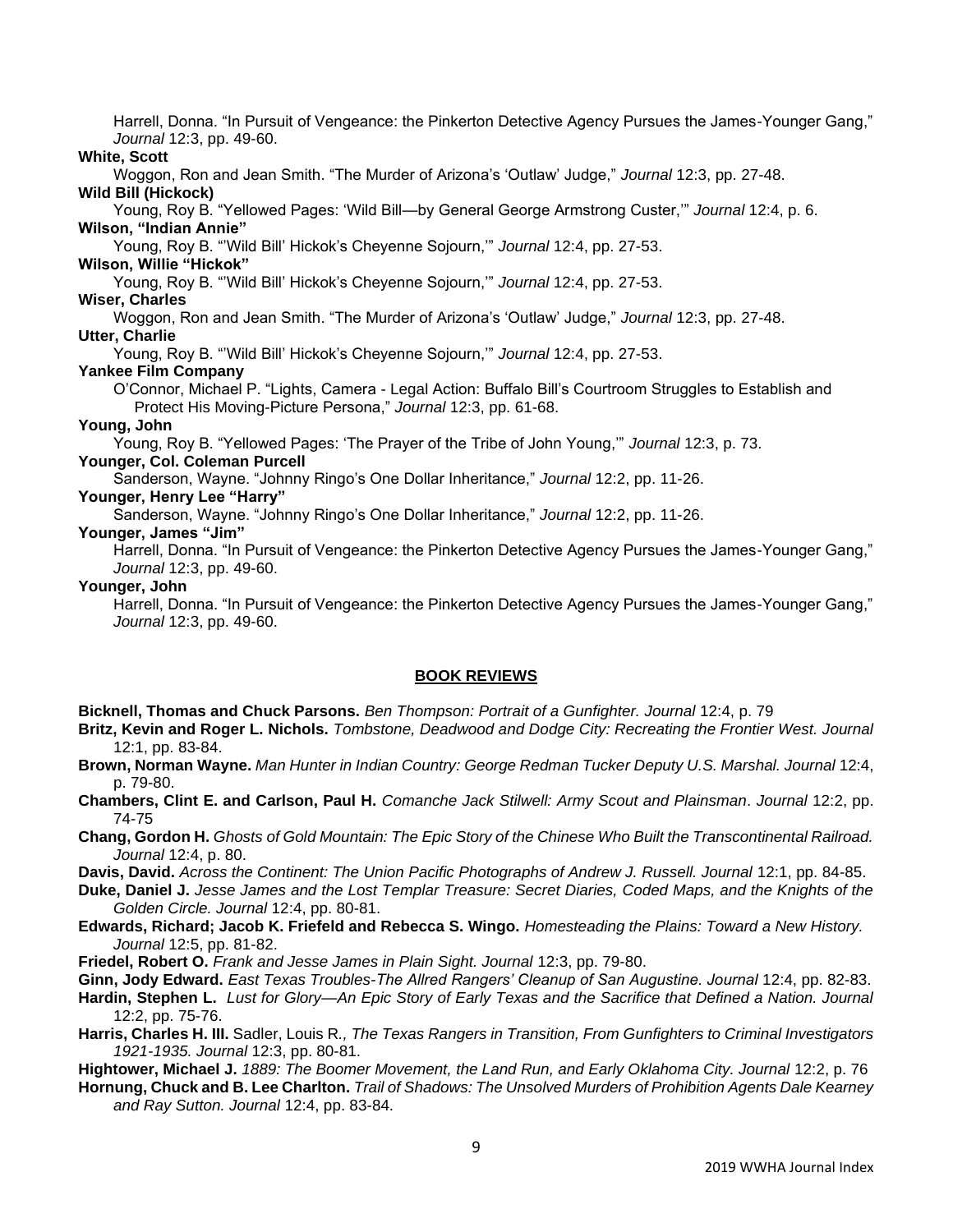Harrell, Donna. "In Pursuit of Vengeance: the Pinkerton Detective Agency Pursues the James-Younger Gang," *Journal* 12:3, pp. 49-60.

**White, Scott**

Woggon, Ron and Jean Smith. "The Murder of Arizona's 'Outlaw' Judge," *Journal* 12:3, pp. 27-48.

**Wild Bill (Hickock)**

Young, Roy B. "Yellowed Pages: 'Wild Bill—by General George Armstrong Custer,'" *Journal* 12:4, p. 6.

**Wilson, "Indian Annie"**

Young, Roy B. "'Wild Bill' Hickok's Cheyenne Sojourn,'" *Journal* 12:4, pp. 27-53.

**Wilson, Willie "Hickok"**

Young, Roy B. "'Wild Bill' Hickok's Cheyenne Sojourn,'" *Journal* 12:4, pp. 27-53.

**Wiser, Charles**

Woggon, Ron and Jean Smith. "The Murder of Arizona's 'Outlaw' Judge," *Journal* 12:3, pp. 27-48.

**Utter, Charlie**

Young, Roy B. "'Wild Bill' Hickok's Cheyenne Sojourn,'" *Journal* 12:4, pp. 27-53.

**Yankee Film Company**

O'Connor, Michael P. "Lights, Camera - Legal Action: Buffalo Bill's Courtroom Struggles to Establish and Protect His Moving-Picture Persona," *Journal* 12:3, pp. 61-68.

**Young, John**

Young, Roy B. "Yellowed Pages: 'The Prayer of the Tribe of John Young,'" *Journal* 12:3, p. 73.

**Younger, Col. Coleman Purcell**

Sanderson, Wayne. "Johnny Ringo's One Dollar Inheritance," *Journal* 12:2, pp. 11-26.

**Younger, Henry Lee "Harry"**

Sanderson, Wayne. "Johnny Ringo's One Dollar Inheritance," *Journal* 12:2, pp. 11-26.

**Younger, James "Jim"**

Harrell, Donna. "In Pursuit of Vengeance: the Pinkerton Detective Agency Pursues the James-Younger Gang," *Journal* 12:3, pp. 49-60.

**Younger, John**

Harrell, Donna. "In Pursuit of Vengeance: the Pinkerton Detective Agency Pursues the James-Younger Gang," *Journal* 12:3, pp. 49-60.

## BOOK REVIEWS

**Bicknell, Thomas and Chuck Parsons.** *Ben Thompson: Portrait of a Gunfighter. Journal* 12:4, p. 79

**Britz, Kevin and Roger L. Nichols.** *Tombstone, Deadwood and Dodge City: Recreating the Frontier West. Journal* 12:1, pp. 83-84.

**Brown, Norman Wayne.** *Man Hunter in Indian Country: George Redman Tucker Deputy U.S. Marshal. Journal* 12:4, p. 79-80.

**Chambers, Clint E. and Carlson, Paul H.** *Comanche Jack Stilwell: Army Scout and Plainsman*. *Journal* 12:2, pp. 74-75

**Chang, Gordon H.** *Ghosts of Gold Mountain: The Epic Story of the Chinese Who Built the Transcontinental Railroad. Journal* 12:4, p. 80.

**Davis, David.** *Across the Continent: The Union Pacific Photographs of Andrew J. Russell. Journal* 12:1, pp. 84-85.

**Duke, Daniel J.** *Jesse James and the Lost Templar Treasure: Secret Diaries, Coded Maps, and the Knights of the Golden Circle. Journal* 12:4, pp. 80-81.

**Edwards, Richard; Jacob K. Friefeld and Rebecca S. Wingo.** *Homesteading the Plains: Toward a New History. Journal* 12:5, pp. 81-82.

**Friedel, Robert O.** *Frank and Jesse James in Plain Sight. Journal* 12:3, pp. 79-80.

**Ginn, Jody Edward.** *East Texas Troubles-The Allred Rangers' Cleanup of San Augustine. Journal* 12:4, pp. 82-83.

**Hardin, Stephen L.** *Lust for Glory—An Epic Story of Early Texas and the Sacrifice that Defined a Nation. Journal* 12:2, pp. 75-76.

**Harris, Charles H. III.** Sadler, Louis R.*, The Texas Rangers in Transition, From Gunfighters to Criminal Investigators 1921-1935. Journal* 12:3, pp. 80-81.

**Hightower, Michael J.** *1889: The Boomer Movement, the Land Run, and Early Oklahoma City. Journal* 12:2, p. 76

**Hornung, Chuck and B. Lee Charlton.** *Trail of Shadows: The Unsolved Murders of Prohibition Agents Dale Kearney and Ray Sutton. Journal* 12:4, pp. 83-84.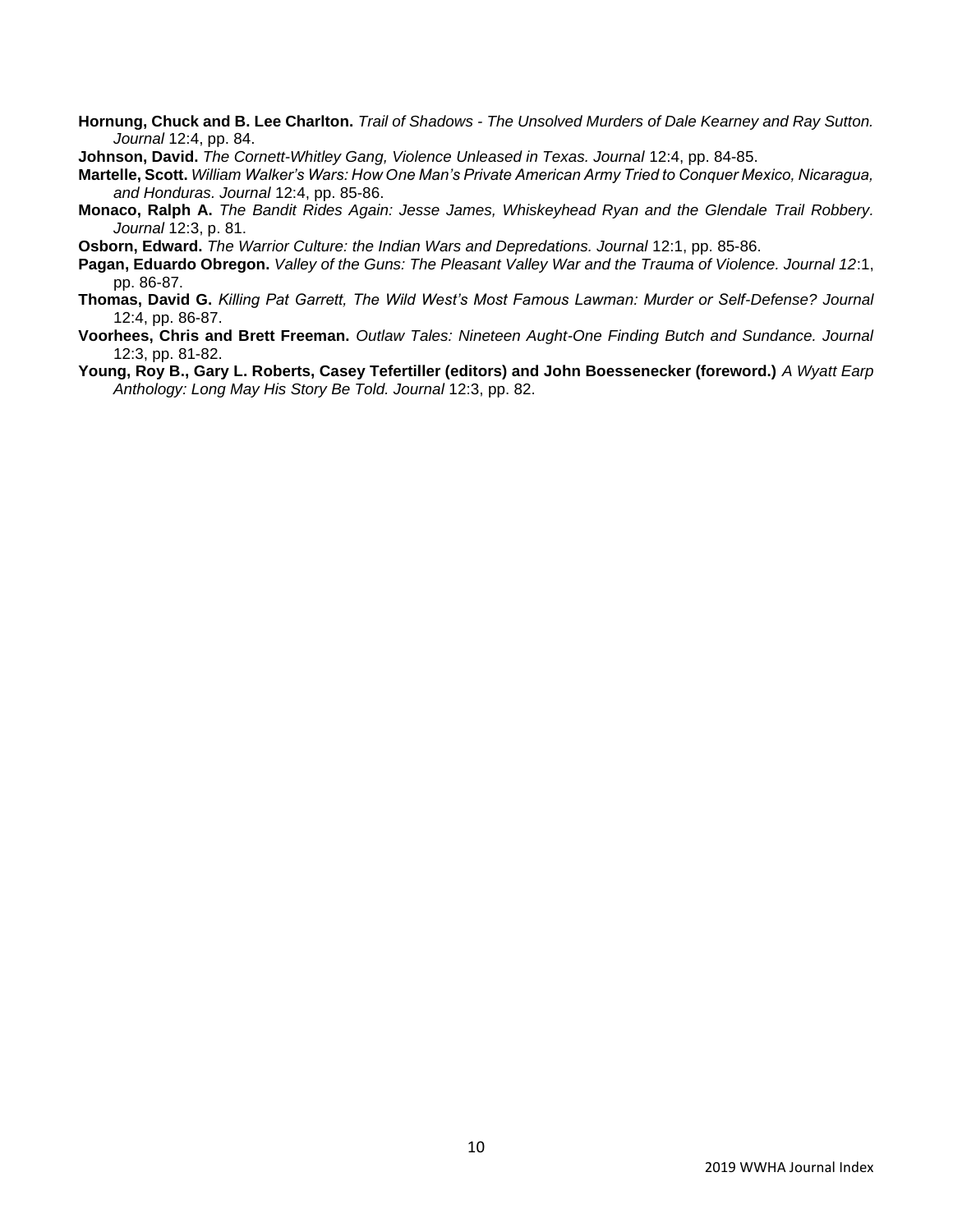**Hornung, Chuck and B. Lee Charlton.** *Trail of Shadows - The Unsolved Murders of Dale Kearney and Ray Sutton. Journal* 12:4, pp. 84.

**Johnson, David.** *The Cornett-Whitley Gang, Violence Unleased in Texas. Journal* 12:4, pp. 84-85.

**Martelle, Scott.** *William Walker's Wars: How One Man's Private American Army Tried to Conquer Mexico, Nicaragua, and Honduras. Journal* 12:4, pp. 85-86.

**Monaco, Ralph A.** *The Bandit Rides Again: Jesse James, Whiskeyhead Ryan and the Glendale Trail Robbery. Journal* 12:3, p. 81.

**Osborn, Edward.** *The Warrior Culture: the Indian Wars and Depredations. Journal* 12:1, pp. 85-86.

**Pagan, Eduardo Obregon.** *Valley of the Guns: The Pleasant Valley War and the Trauma of Violence. Journal 12*:1, pp. 86-87.

**Thomas, David G.** *Killing Pat Garrett, The Wild West's Most Famous Lawman: Murder or Self-Defense? Journal* 12:4, pp. 86-87.

**Voorhees, Chris and Brett Freeman.** *Outlaw Tales: Nineteen Aught-One Finding Butch and Sundance. Journal* 12:3, pp. 81-82.

**Young, Roy B., Gary L. Roberts, Casey Tefertiller (editors) and John Boessenecker (foreword.)** *A Wyatt Earp Anthology: Long May His Story Be Told. Journal* 12:3, pp. 82.